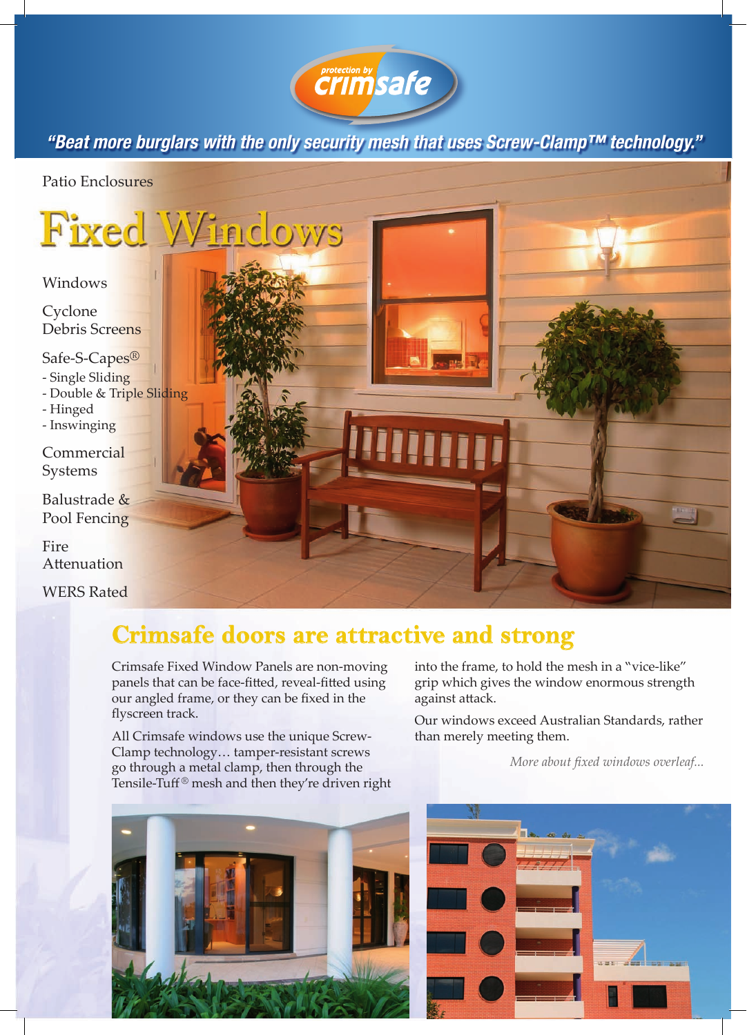protection by crimsafe

*"Beat more burglars with the only security mesh that uses Screw-Clamp™ technology."*

Patio Enclosures

# Fixed Windows

Windows

Cyclone Debris Screens

Safe-S-Capes®
- Single Sliding
- Double & Triple Sliding
- Hinged
- Inswinging

Commercial Systems

Balustrade & Pool Fencing

Fire Attenuation

WERS Rated

## Crimsafe doors are attractive and strong

Crimsafe Fixed Window Panels are non-moving panels that can be face-fitted, reveal-fitted using our angled frame, or they can be fixed in the flyscreen track.

All Crimsafe windows use the unique Screw-Clamp technology… tamper-resistant screws go through a metal clamp, then through the Tensile-Tuff® mesh and then they're driven right into the frame, to hold the mesh in a "vice-like" grip which gives the window enormous strength against attack.

Our windows exceed Australian Standards, rather than merely meeting them.

*More about fixed windows overleaf...*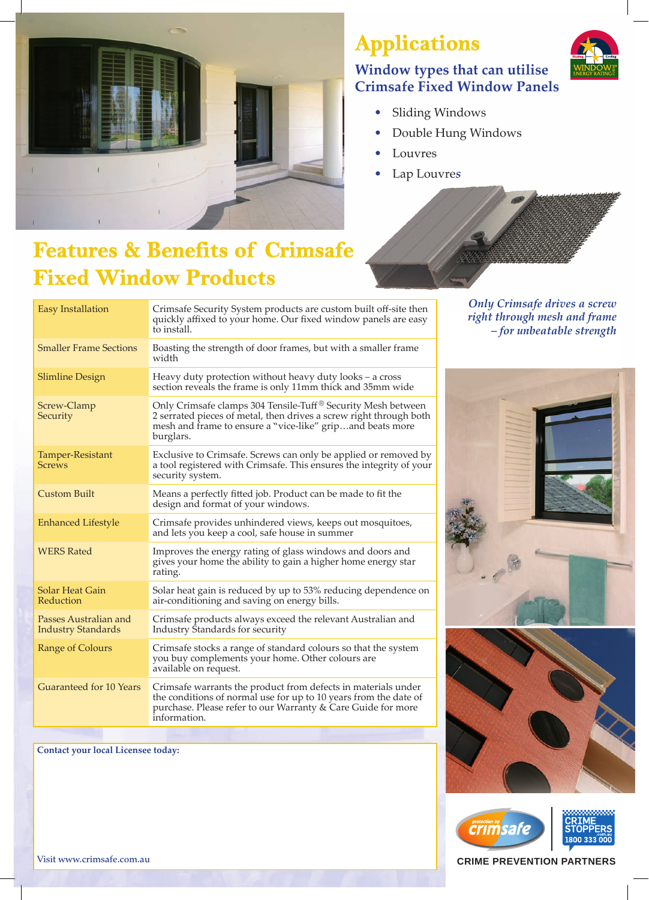## Applications

### Window types that can utilise Crimsafe Fixed Window Panels

- Sliding Windows
- Double Hung Windows
- Louvres
- Lap Louvres

*Only Crimsafe drives a screw right through mesh and frame – for unbeatable strength*

## Features & Benefits of Crimsafe Fixed Window Products

| | |
|---|---|
| Easy Installation | Crimsafe Security System products are custom built off-site then quickly affixed to your home. Our fixed window panels are easy to install. |
| Smaller Frame Sections | Boasting the strength of door frames, but with a smaller frame width |
| Slimline Design | Heavy duty protection without heavy duty looks – a cross section reveals the frame is only 11mm thick and 35mm wide |
| Screw-Clamp Security | Only Crimsafe clamps 304 Tensile-Tuff® Security Mesh between 2 serrated pieces of metal, then drives a screw right through both mesh and frame to ensure a "vice-like" grip…and beats more burglars. |
| Tamper-Resistant Screws | Exclusive to Crimsafe. Screws can only be applied or removed by a tool registered with Crimsafe. This ensures the integrity of your security system. |
| Custom Built | Means a perfectly fitted job. Product can be made to fit the design and format of your windows. |
| Enhanced Lifestyle | Crimsafe provides unhindered views, keeps out mosquitoes, and lets you keep a cool, safe house in summer |
| WERS Rated | Improves the energy rating of glass windows and doors and gives your home the ability to gain a higher home energy star rating. |
| Solar Heat Gain Reduction | Solar heat gain is reduced by up to 53% reducing dependence on air-conditioning and saving on energy bills. |
| Passes Australian and Industry Standards | Crimsafe products always exceed the relevant Australian and Industry Standards for security |
| Range of Colours | Crimsafe stocks a range of standard colours so that the system you buy complements your home. Other colours are available on request. |
| Guaranteed for 10 Years | Crimsafe warrants the product from defects in materials under the conditions of normal use for up to 10 years from the date of purchase. Please refer to our Warranty & Care Guide for more information. |

**Contact your local Licensee today:**

Visit www.crimsafe.com.au

CRIME STOPPERS 1800 333 000

CRIME PREVENTION PARTNERS